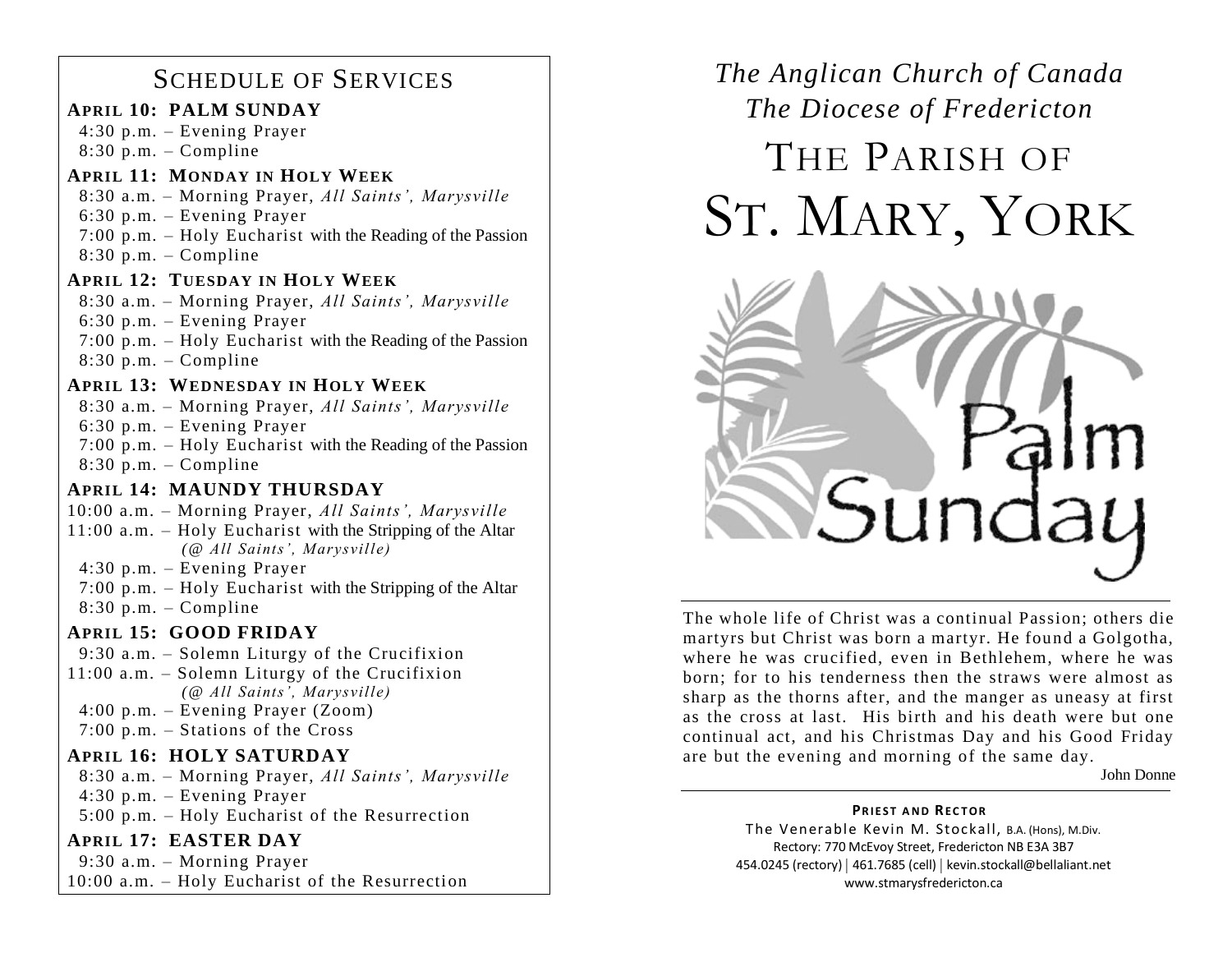## SCHEDULE OF SERVICES

**APRIL 10: PALM SUNDAY**

4:30 p.m. – Evening Prayer
8:30 p.m. – Compline

**APRIL 11: MONDAY IN HOLY WEEK**

8:30 a.m. – Morning Prayer, *All Saints', Marysville*
6:30 p.m. – Evening Prayer
7:00 p.m. – Holy Eucharist with the Reading of the Passion
8:30 p.m. – Compline

**APRIL 12: TUESDAY IN HOLY WEEK**

8:30 a.m. – Morning Prayer, *All Saints', Marysville*
6:30 p.m. – Evening Prayer
7:00 p.m. – Holy Eucharist with the Reading of the Passion
8:30 p.m. – Compline

**APRIL 13: WEDNESDAY IN HOLY WEEK**

8:30 a.m. – Morning Prayer, *All Saints', Marysville*
6:30 p.m. – Evening Prayer
7:00 p.m. – Holy Eucharist with the Reading of the Passion
8:30 p.m. – Compline

**APRIL 14: MAUNDY THURSDAY**

10:00 a.m. – Morning Prayer, *All Saints', Marysville*
11:00 a.m. – Holy Eucharist with the Stripping of the Altar *(@ All Saints', Marysville)*
4:30 p.m. – Evening Prayer
7:00 p.m. – Holy Eucharist with the Stripping of the Altar
8:30 p.m. – Compline

**APRIL 15: GOOD FRIDAY**

9:30 a.m. – Solemn Liturgy of the Crucifixion
11:00 a.m. – Solemn Liturgy of the Crucifixion *(@ All Saints', Marysville)*
4:00 p.m. – Evening Prayer (Zoom)
7:00 p.m. – Stations of the Cross

**APRIL 16: HOLY SATURDAY**

8:30 a.m. – Morning Prayer, *All Saints', Marysville*
4:30 p.m. – Evening Prayer
5:00 p.m. – Holy Eucharist of the Resurrection

**APRIL 17: EASTER DAY**

9:30 a.m. – Morning Prayer
10:00 a.m. – Holy Eucharist of the Resurrection

*The Anglican Church of Canada*
*The Diocese of Fredericton*

# THE PARISH OF ST. MARY, YORK

Palm Sunday

The whole life of Christ was a continual Passion; others die martyrs but Christ was born a martyr. He found a Golgotha, where he was crucified, even in Bethlehem, where he was born; for to his tenderness then the straws were almost as sharp as the thorns after, and the manger as uneasy at first as the cross at last. His birth and his death were but one continual act, and his Christmas Day and his Good Friday are but the evening and morning of the same day.

John Donne

**PRIEST AND RECTOR**

The Venerable Kevin M. Stockall, B.A. (Hons), M.Div.
Rectory: 770 McEvoy Street, Fredericton NB E3A 3B7
454.0245 (rectory) | 461.7685 (cell) | kevin.stockall@bellaliant.net
www.stmarysfredericton.ca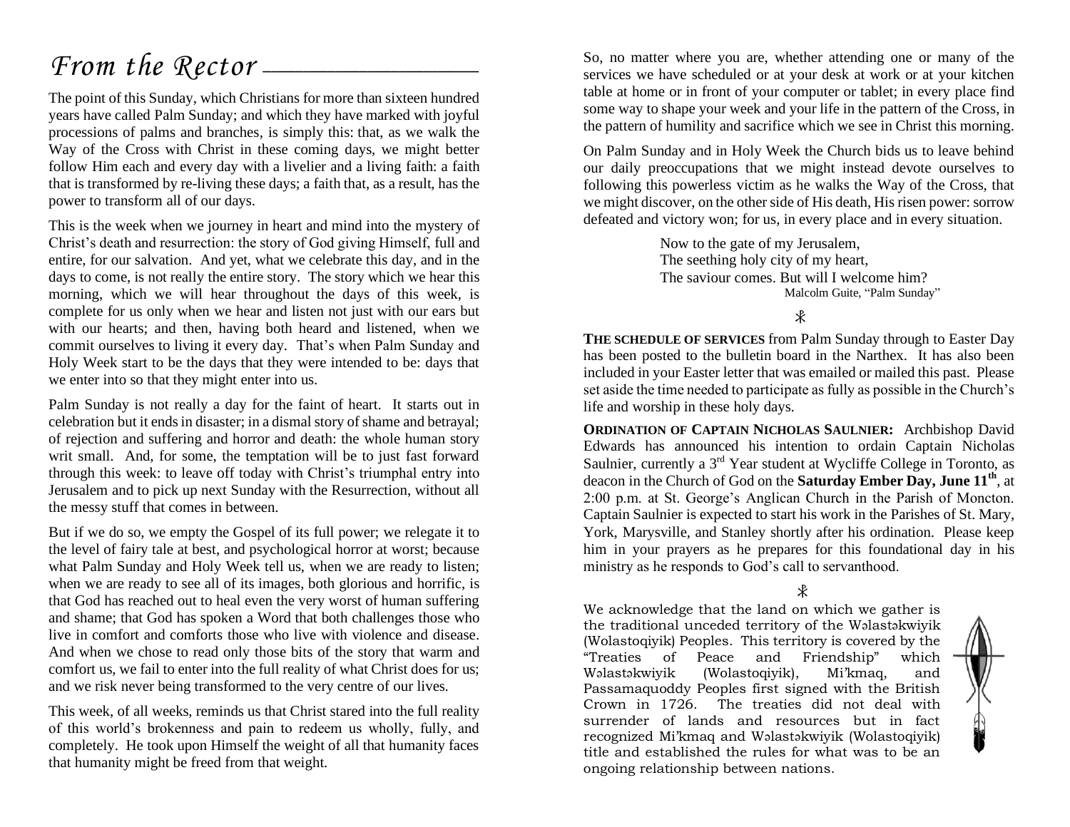# *From the Rector*

The point of this Sunday, which Christians for more than sixteen hundred years have called Palm Sunday; and which they have marked with joyful processions of palms and branches, is simply this: that, as we walk the Way of the Cross with Christ in these coming days, we might better follow Him each and every day with a livelier and a living faith: a faith that is transformed by re-living these days; a faith that, as a result, has the power to transform all of our days.

This is the week when we journey in heart and mind into the mystery of Christ's death and resurrection: the story of God giving Himself, full and entire, for our salvation. And yet, what we celebrate this day, and in the days to come, is not really the entire story. The story which we hear this morning, which we will hear throughout the days of this week, is complete for us only when we hear and listen not just with our ears but with our hearts; and then, having both heard and listened, when we commit ourselves to living it every day. That's when Palm Sunday and Holy Week start to be the days that they were intended to be: days that we enter into so that they might enter into us.

Palm Sunday is not really a day for the faint of heart. It starts out in celebration but it ends in disaster; in a dismal story of shame and betrayal; of rejection and suffering and horror and death: the whole human story writ small. And, for some, the temptation will be to just fast forward through this week: to leave off today with Christ's triumphal entry into Jerusalem and to pick up next Sunday with the Resurrection, without all the messy stuff that comes in between.

But if we do so, we empty the Gospel of its full power; we relegate it to the level of fairy tale at best, and psychological horror at worst; because what Palm Sunday and Holy Week tell us, when we are ready to listen; when we are ready to see all of its images, both glorious and horrific, is that God has reached out to heal even the very worst of human suffering and shame; that God has spoken a Word that both challenges those who live in comfort and comforts those who live with violence and disease. And when we chose to read only those bits of the story that warm and comfort us, we fail to enter into the full reality of what Christ does for us; and we risk never being transformed to the very centre of our lives.

This week, of all weeks, reminds us that Christ stared into the full reality of this world's brokenness and pain to redeem us wholly, fully, and completely. He took upon Himself the weight of all that humanity faces that humanity might be freed from that weight.

So, no matter where you are, whether attending one or many of the services we have scheduled or at your desk at work or at your kitchen table at home or in front of your computer or tablet; in every place find some way to shape your week and your life in the pattern of the Cross, in the pattern of humility and sacrifice which we see in Christ this morning.

On Palm Sunday and in Holy Week the Church bids us to leave behind our daily preoccupations that we might instead devote ourselves to following this powerless victim as he walks the Way of the Cross, that we might discover, on the other side of His death, His risen power: sorrow defeated and victory won; for us, in every place and in every situation.

> Now to the gate of my Jerusalem,
> The seething holy city of my heart,
> The saviour comes. But will I welcome him?
>
> Malcolm Guite, "Palm Sunday"

☧

**THE SCHEDULE OF SERVICES** from Palm Sunday through to Easter Day has been posted to the bulletin board in the Narthex. It has also been included in your Easter letter that was emailed or mailed this past. Please set aside the time needed to participate as fully as possible in the Church's life and worship in these holy days.

**ORDINATION OF CAPTAIN NICHOLAS SAULNIER:** Archbishop David Edwards has announced his intention to ordain Captain Nicholas Saulnier, currently a 3rd Year student at Wycliffe College in Toronto, as deacon in the Church of God on the **Saturday Ember Day, June 11th**, at 2:00 p.m. at St. George's Anglican Church in the Parish of Moncton. Captain Saulnier is expected to start his work in the Parishes of St. Mary, York, Marysville, and Stanley shortly after his ordination. Please keep him in your prayers as he prepares for this foundational day in his ministry as he responds to God's call to servanthood.

☧

We acknowledge that the land on which we gather is the traditional unceded territory of the Wəlastəkwiyik (Wolastoqiyik) Peoples. This territory is covered by the "Treaties of Peace and Friendship" which Wəlastəkwiyik (Wolastoqiyik), Mi'kmaq, and Passamaquoddy Peoples first signed with the British Crown in 1726. The treaties did not deal with surrender of lands and resources but in fact recognized Mi'kmaq and Wəlastəkwiyik (Wolastoqiyik) title and established the rules for what was to be an ongoing relationship between nations.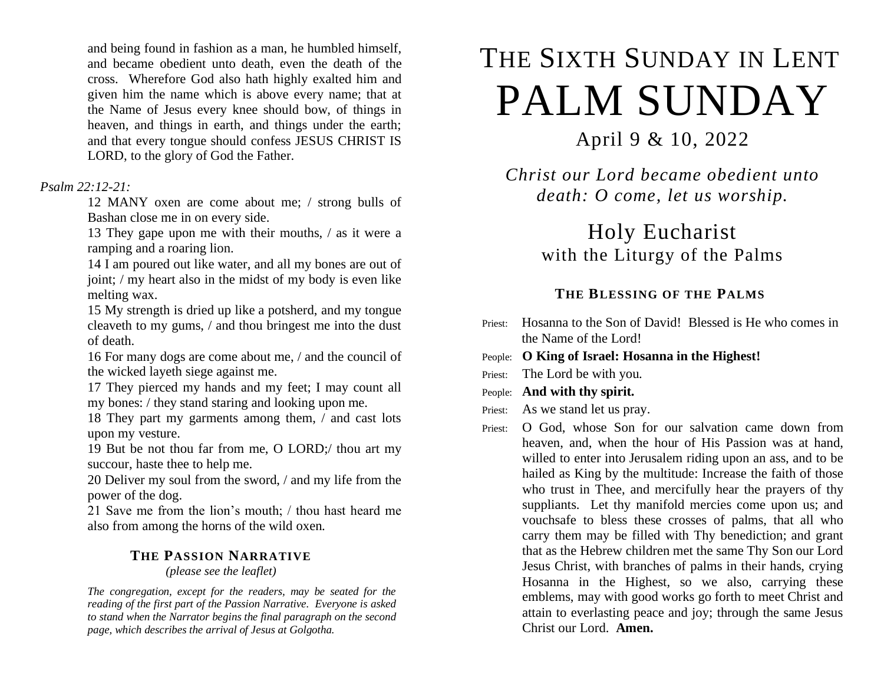and being found in fashion as a man, he humbled himself, and became obedient unto death, even the death of the cross. Wherefore God also hath highly exalted him and given him the name which is above every name; that at the Name of Jesus every knee should bow, of things in heaven, and things in earth, and things under the earth; and that every tongue should confess JESUS CHRIST IS LORD, to the glory of God the Father.

*Psalm 22:12-21:*

12 MANY oxen are come about me; / strong bulls of Bashan close me in on every side.
13 They gape upon me with their mouths, / as it were a ramping and a roaring lion.
14 I am poured out like water, and all my bones are out of joint; / my heart also in the midst of my body is even like melting wax.
15 My strength is dried up like a potsherd, and my tongue cleaveth to my gums, / and thou bringest me into the dust of death.
16 For many dogs are come about me, / and the council of the wicked layeth siege against me.
17 They pierced my hands and my feet; I may count all my bones: / they stand staring and looking upon me.
18 They part my garments among them, / and cast lots upon my vesture.
19 But be not thou far from me, O LORD;/ thou art my succour, haste thee to help me.
20 Deliver my soul from the sword, / and my life from the power of the dog.
21 Save me from the lion's mouth; / thou hast heard me also from among the horns of the wild oxen.

### THE PASSION NARRATIVE

*(please see the leaflet)*

*The congregation, except for the readers, may be seated for the reading of the first part of the Passion Narrative. Everyone is asked to stand when the Narrator begins the final paragraph on the second page, which describes the arrival of Jesus at Golgotha.*

# THE SIXTH SUNDAY IN LENT
# PALM SUNDAY

April 9 & 10, 2022

***Christ our Lord became obedient unto death: O come, let us worship.***

## Holy Eucharist
with the Liturgy of the Palms

### THE BLESSING OF THE PALMS

Priest: Hosanna to the Son of David! Blessed is He who comes in the Name of the Lord!

People: **O King of Israel: Hosanna in the Highest!**

Priest: The Lord be with you.

People: **And with thy spirit.**

Priest: As we stand let us pray.

Priest: O God, whose Son for our salvation came down from heaven, and, when the hour of His Passion was at hand, willed to enter into Jerusalem riding upon an ass, and to be hailed as King by the multitude: Increase the faith of those who trust in Thee, and mercifully hear the prayers of thy suppliants. Let thy manifold mercies come upon us; and vouchsafe to bless these crosses of palms, that all who carry them may be filled with Thy benediction; and grant that as the Hebrew children met the same Thy Son our Lord Jesus Christ, with branches of palms in their hands, crying Hosanna in the Highest, so we also, carrying these emblems, may with good works go forth to meet Christ and attain to everlasting peace and joy; through the same Jesus Christ our Lord. **Amen.**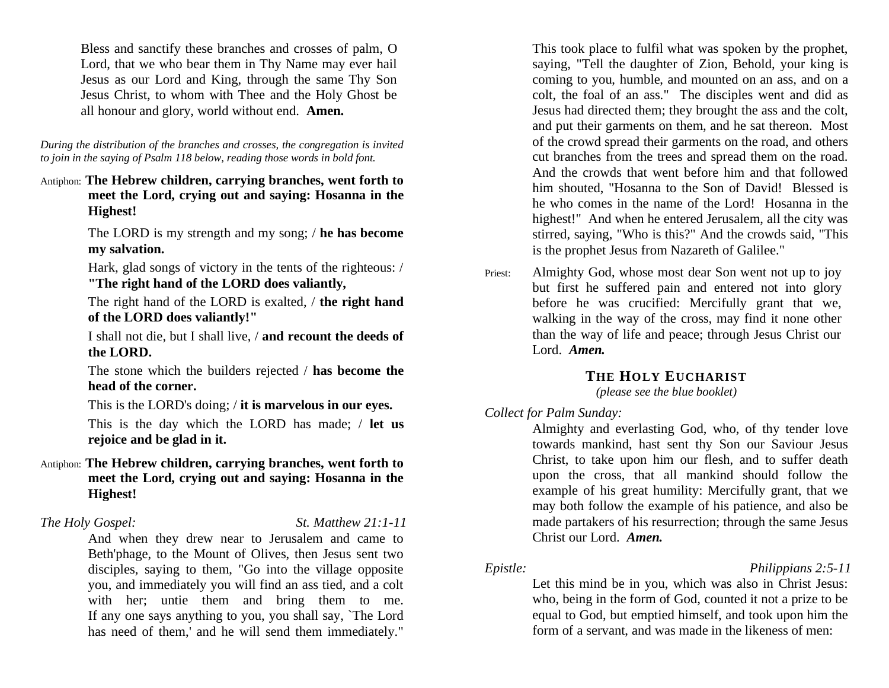Bless and sanctify these branches and crosses of palm, O Lord, that we who bear them in Thy Name may ever hail Jesus as our Lord and King, through the same Thy Son Jesus Christ, to whom with Thee and the Holy Ghost be all honour and glory, world without end. **Amen.**

*During the distribution of the branches and crosses, the congregation is invited to join in the saying of Psalm 118 below, reading those words in bold font.*

Antiphon: **The Hebrew children, carrying branches, went forth to meet the Lord, crying out and saying: Hosanna in the Highest!**

The LORD is my strength and my song; / **he has become my salvation.**

Hark, glad songs of victory in the tents of the righteous: / **"The right hand of the LORD does valiantly,**

The right hand of the LORD is exalted, / **the right hand of the LORD does valiantly!"**

I shall not die, but I shall live, / **and recount the deeds of the LORD.**

The stone which the builders rejected / **has become the head of the corner.**

This is the LORD's doing; / **it is marvelous in our eyes.**

This is the day which the LORD has made; / **let us rejoice and be glad in it.**

Antiphon: **The Hebrew children, carrying branches, went forth to meet the Lord, crying out and saying: Hosanna in the Highest!**

*The Holy Gospel:* *St. Matthew 21:1-11*

And when they drew near to Jerusalem and came to Beth'phage, to the Mount of Olives, then Jesus sent two disciples, saying to them, "Go into the village opposite you, and immediately you will find an ass tied, and a colt with her; untie them and bring them to me. If any one says anything to you, you shall say, `The Lord has need of them,' and he will send them immediately." This took place to fulfil what was spoken by the prophet, saying, "Tell the daughter of Zion, Behold, your king is coming to you, humble, and mounted on an ass, and on a colt, the foal of an ass." The disciples went and did as Jesus had directed them; they brought the ass and the colt, and put their garments on them, and he sat thereon. Most of the crowd spread their garments on the road, and others cut branches from the trees and spread them on the road. And the crowds that went before him and that followed him shouted, "Hosanna to the Son of David! Blessed is he who comes in the name of the Lord! Hosanna in the highest!" And when he entered Jerusalem, all the city was stirred, saying, "Who is this?" And the crowds said, "This is the prophet Jesus from Nazareth of Galilee."

Priest: Almighty God, whose most dear Son went not up to joy but first he suffered pain and entered not into glory before he was crucified: Mercifully grant that we, walking in the way of the cross, may find it none other than the way of life and peace; through Jesus Christ our Lord. ***Amen.***

## THE HOLY EUCHARIST

*(please see the blue booklet)*

*Collect for Palm Sunday:*

Almighty and everlasting God, who, of thy tender love towards mankind, hast sent thy Son our Saviour Jesus Christ, to take upon him our flesh, and to suffer death upon the cross, that all mankind should follow the example of his great humility: Mercifully grant, that we may both follow the example of his patience, and also be made partakers of his resurrection; through the same Jesus Christ our Lord. ***Amen.***

*Epistle:* *Philippians 2:5-11*

Let this mind be in you, which was also in Christ Jesus: who, being in the form of God, counted it not a prize to be equal to God, but emptied himself, and took upon him the form of a servant, and was made in the likeness of men: